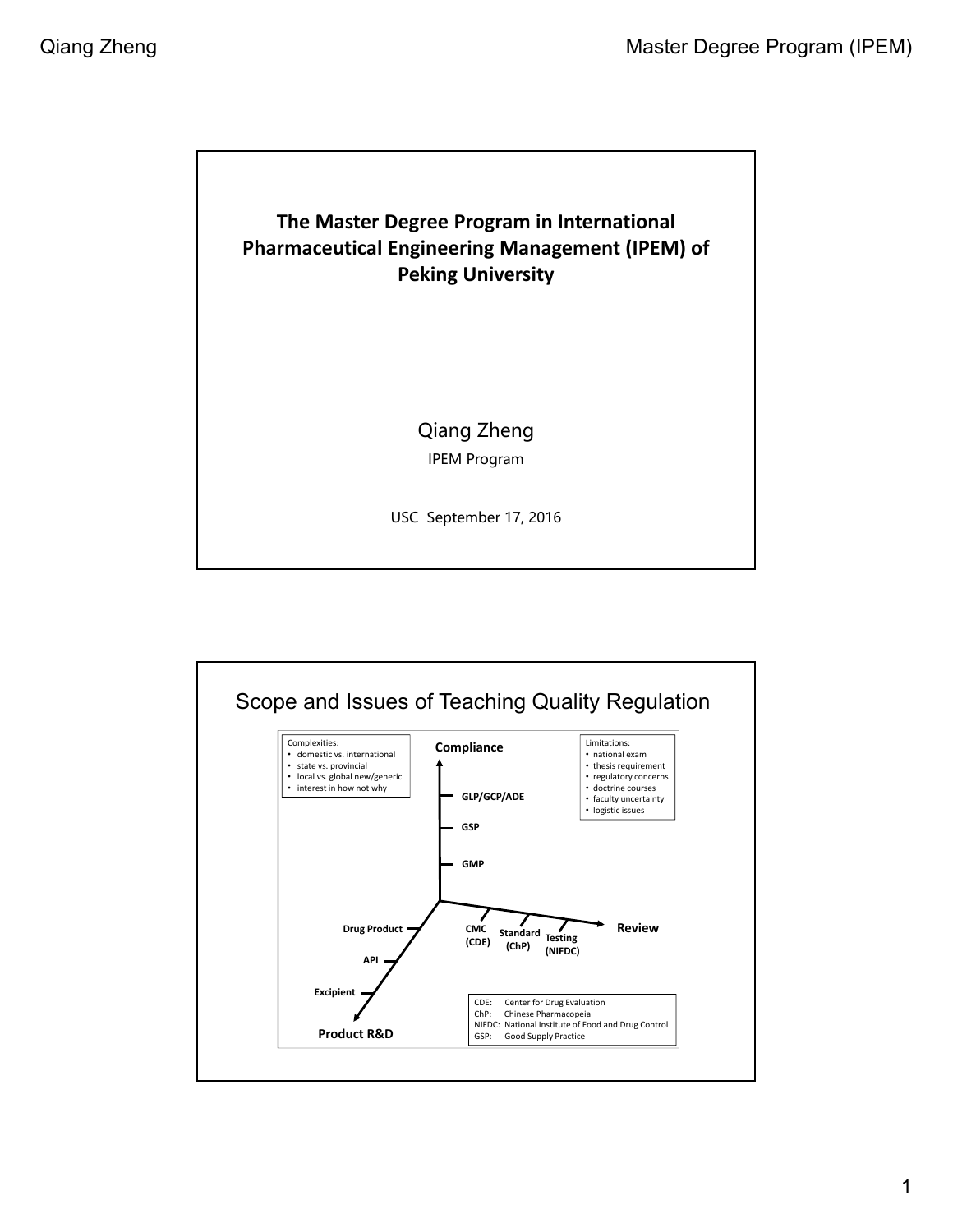## The Master Degree Program in International Pharmaceutical Engineering Management (IPEM) of Peking University

Qiang Zheng

IPEM Program

USC September 17, 2016

---

## Scope and Issues of Teaching Quality Regulation

Complexities:
- domestic vs. international
- state vs. provincial
- local vs. global new/generic
- interest in how not why

Compliance
- GLP/GCP/ADE
- GSP
- GMP

Limitations:
- national exam
- thesis requirement
- regulatory concerns
- doctrine courses
- faculty uncertainty
- logistic issues

Product R&D
- Drug Product
- API
- Excipient

Review
- CMC (CDE)
- Standard (ChP)
- Testing (NIFDC)

CDE: Center for Drug Evaluation
ChP: Chinese Pharmacopeia
NIFDC: National Institute of Food and Drug Control
GSP: Good Supply Practice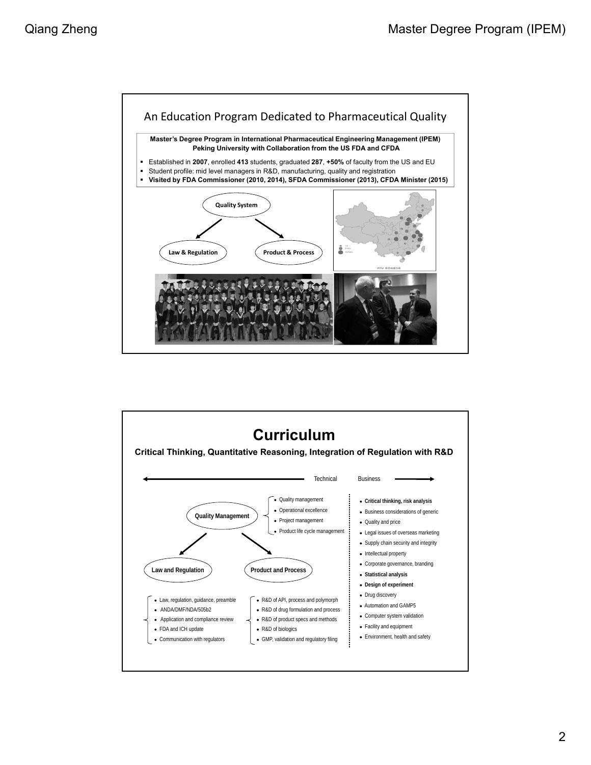## An Education Program Dedicated to Pharmaceutical Quality

**Master's Degree Program in International Pharmaceutical Engineering Management (IPEM)**
**Peking University with Collaboration from the US FDA and CFDA**

- Established in **2007**, enrolled **413** students, graduated **287**, **+50%** of faculty from the US and EU
- Student profile: mid level managers in R&D, manufacturing, quality and registration
- **Visited by FDA Commissioner (2010, 2014), SFDA Commissioner (2013), CFDA Minister (2015)**

Quality System → Law & Regulation; Product & Process

## Curriculum

**Critical Thinking, Quantitative Reasoning, Integration of Regulation with R&D**

← Technical | Business →

**Quality Management**
- Quality management
- Operational excellence
- Project management
- Product life cycle management

**Law and Regulation**
- Law, regulation, guidance, preamble
- ANDA/DMF/NDA/505b2
- Application and compliance review
- FDA and ICH update
- Communication with regulators

**Product and Process**
- R&D of API, process and polymorph
- R&D of drug formulation and process
- R&D of product specs and methods
- R&D of biologics
- GMP, validation and regulatory filing

**Business**
- **Critical thinking, risk analysis**
- Business considerations of generic
- Quality and price
- Legal issues of overseas marketing
- Supply chain security and integrity
- Intellectual property
- Corporate governance, branding
- **Statistical analysis**
- **Design of experiment**
- Drug discovery
- Automation and GAMP5
- Computer system validation
- Facility and equipment
- Environment, health and safety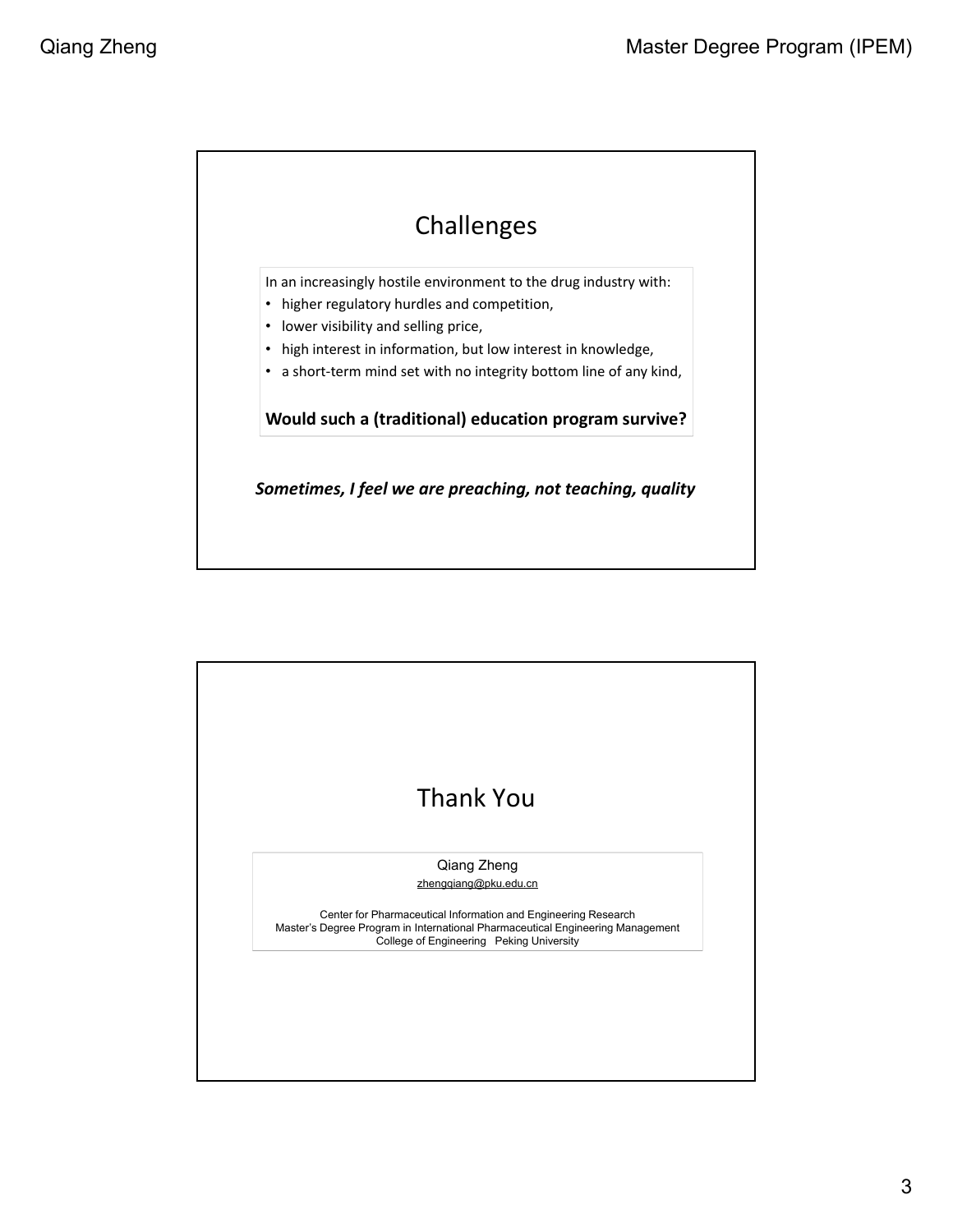## Challenges

In an increasingly hostile environment to the drug industry with:

- higher regulatory hurdles and competition,
- lower visibility and selling price,
- high interest in information, but low interest in knowledge,
- a short-term mind set with no integrity bottom line of any kind,

**Would such a (traditional) education program survive?**

***Sometimes, I feel we are preaching, not teaching, quality***

## Thank You

Qiang Zheng

zhengqiang@pku.edu.cn

Center for Pharmaceutical Information and Engineering Research
Master's Degree Program in International Pharmaceutical Engineering Management
College of Engineering Peking University